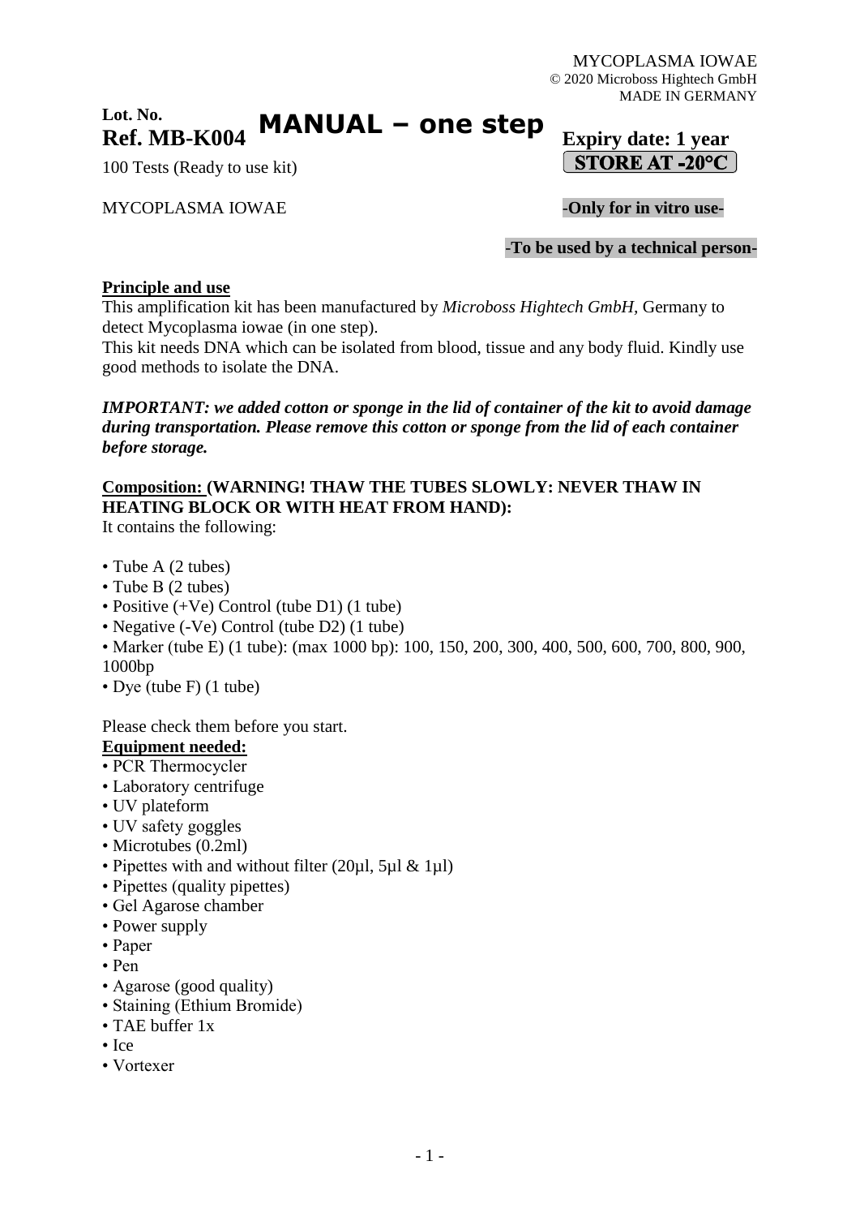MYCOPLASMA IOWAE
© 2020 Microboss Hightech GmbH
MADE IN GERMANY

**Lot. No.**
**Ref. MB-K004** **MANUAL – one step** **Expiry date: 1 year**

100 Tests (Ready to use kit) **STORE AT -20°C**

MYCOPLASMA IOWAE **-Only for in vitro use-**

**-To be used by a technical person-**

## Principle and use

This amplification kit has been manufactured by *Microboss Hightech GmbH*, Germany to detect Mycoplasma iowae (in one step).
This kit needs DNA which can be isolated from blood, tissue and any body fluid. Kindly use good methods to isolate the DNA.

***IMPORTANT: we added cotton or sponge in the lid of container of the kit to avoid damage during transportation. Please remove this cotton or sponge from the lid of each container before storage.***

**Composition: (WARNING! THAW THE TUBES SLOWLY: NEVER THAW IN HEATING BLOCK OR WITH HEAT FROM HAND):**
It contains the following:

- Tube A (2 tubes)
- Tube B (2 tubes)
- Positive (+Ve) Control (tube D1) (1 tube)
- Negative (-Ve) Control (tube D2) (1 tube)
- Marker (tube E) (1 tube): (max 1000 bp): 100, 150, 200, 300, 400, 500, 600, 700, 800, 900, 1000bp
- Dye (tube F) (1 tube)

Please check them before you start.

## Equipment needed:

- PCR Thermocycler
- Laboratory centrifuge
- UV plateform
- UV safety goggles
- Microtubes (0.2ml)
- Pipettes with and without filter (20µl, 5µl & 1µl)
- Pipettes (quality pipettes)
- Gel Agarose chamber
- Power supply
- Paper
- Pen
- Agarose (good quality)
- Staining (Ethium Bromide)
- TAE buffer 1x
- Ice
- Vortexer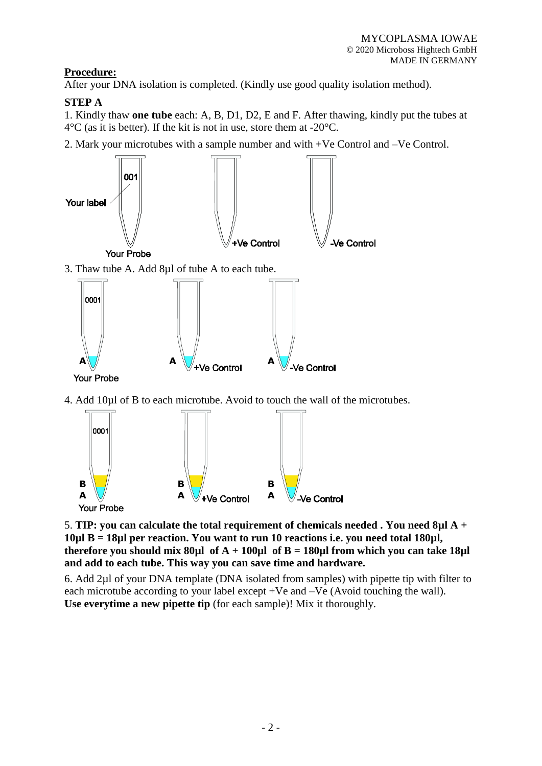**Procedure:**

After your DNA isolation is completed. (Kindly use good quality isolation method).

**STEP A**

1. Kindly thaw **one tube** each: A, B, D1, D2, E and F. After thawing, kindly put the tubes at 4°C (as it is better). If the kit is not in use, store them at -20°C.

2. Mark your microtubes with a sample number and with +Ve Control and –Ve Control.

3. Thaw tube A. Add 8µl of tube A to each tube.

4. Add 10µl of B to each microtube. Avoid to touch the wall of the microtubes.

5. **TIP: you can calculate the total requirement of chemicals needed . You need 8µl A + 10µl B = 18µl per reaction. You want to run 10 reactions i.e. you need total 180µl, therefore you should mix 80µl of A + 100µl of B = 180µl from which you can take 18µl and add to each tube. This way you can save time and hardware.**

6. Add 2µl of your DNA template (DNA isolated from samples) with pipette tip with filter to each microtube according to your label except +Ve and –Ve (Avoid touching the wall). **Use everytime a new pipette tip** (for each sample)! Mix it thoroughly.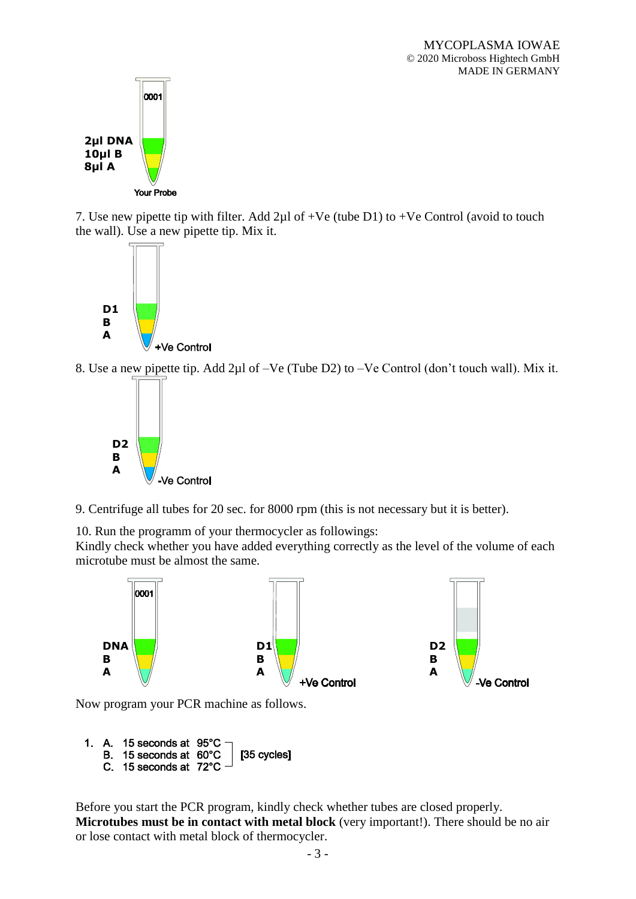2µl DNA
10µl B
8µl A

Your Probe

7. Use new pipette tip with filter. Add 2µl of +Ve (tube D1) to +Ve Control (avoid to touch the wall). Use a new pipette tip. Mix it.

D1
B
A

+Ve Control

8. Use a new pipette tip. Add 2µl of –Ve (Tube D2) to –Ve Control (don't touch wall). Mix it.

D2
B
A

-Ve Control

9. Centrifuge all tubes for 20 sec. for 8000 rpm (this is not necessary but it is better).

10. Run the programm of your thermocycler as followings:
Kindly check whether you have added everything correctly as the level of the volume of each microtube must be almost the same.

DNA / B / A — 0001
D1 / B / A — +Ve Control
D2 / B / A — -Ve Control

Now program your PCR machine as follows.

1. A. 15 seconds at 95°C
   B. 15 seconds at 60°C
   C. 15 seconds at 72°C

   [35 cycles]

Before you start the PCR program, kindly check whether tubes are closed properly. **Microtubes must be in contact with metal block** (very important!). There should be no air or lose contact with metal block of thermocycler.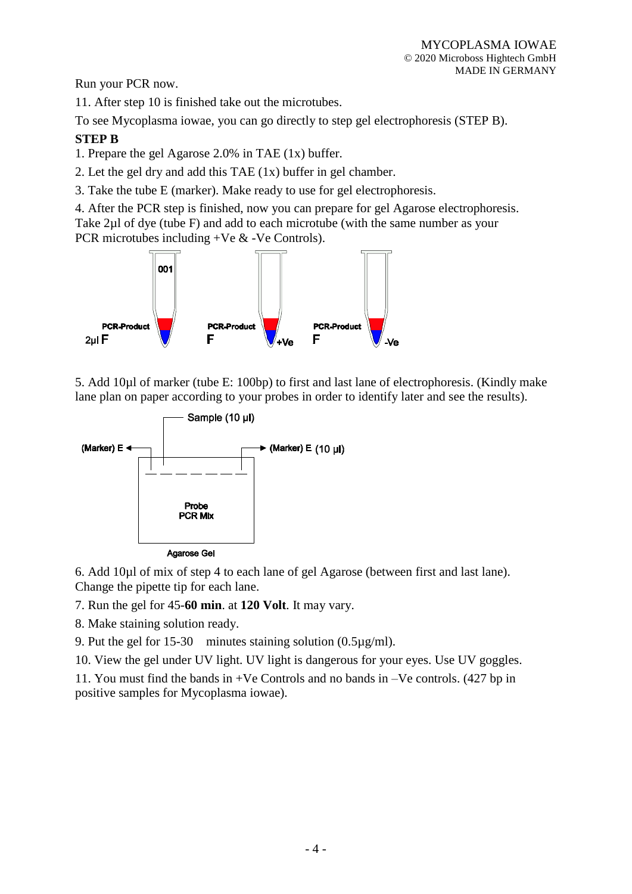Run your PCR now.

11. After step 10 is finished take out the microtubes.

To see Mycoplasma iowae, you can go directly to step gel electrophoresis (STEP B).

**STEP B**

1. Prepare the gel Agarose 2.0% in TAE (1x) buffer.

2. Let the gel dry and add this TAE (1x) buffer in gel chamber.

3. Take the tube E (marker). Make ready to use for gel electrophoresis.

4. After the PCR step is finished, now you can prepare for gel Agarose electrophoresis. Take 2µl of dye (tube F) and add to each microtube (with the same number as your PCR microtubes including +Ve & -Ve Controls).

5. Add 10µl of marker (tube E: 100bp) to first and last lane of electrophoresis. (Kindly make lane plan on paper according to your probes in order to identify later and see the results).

6. Add 10µl of mix of step 4 to each lane of gel Agarose (between first and last lane). Change the pipette tip for each lane.

7. Run the gel for 45-**60 min**. at **120 Volt**. It may vary.

8. Make staining solution ready.

9. Put the gel for 15-30 minutes staining solution (0.5µg/ml).

10. View the gel under UV light. UV light is dangerous for your eyes. Use UV goggles.

11. You must find the bands in +Ve Controls and no bands in –Ve controls. (427 bp in positive samples for Mycoplasma iowae).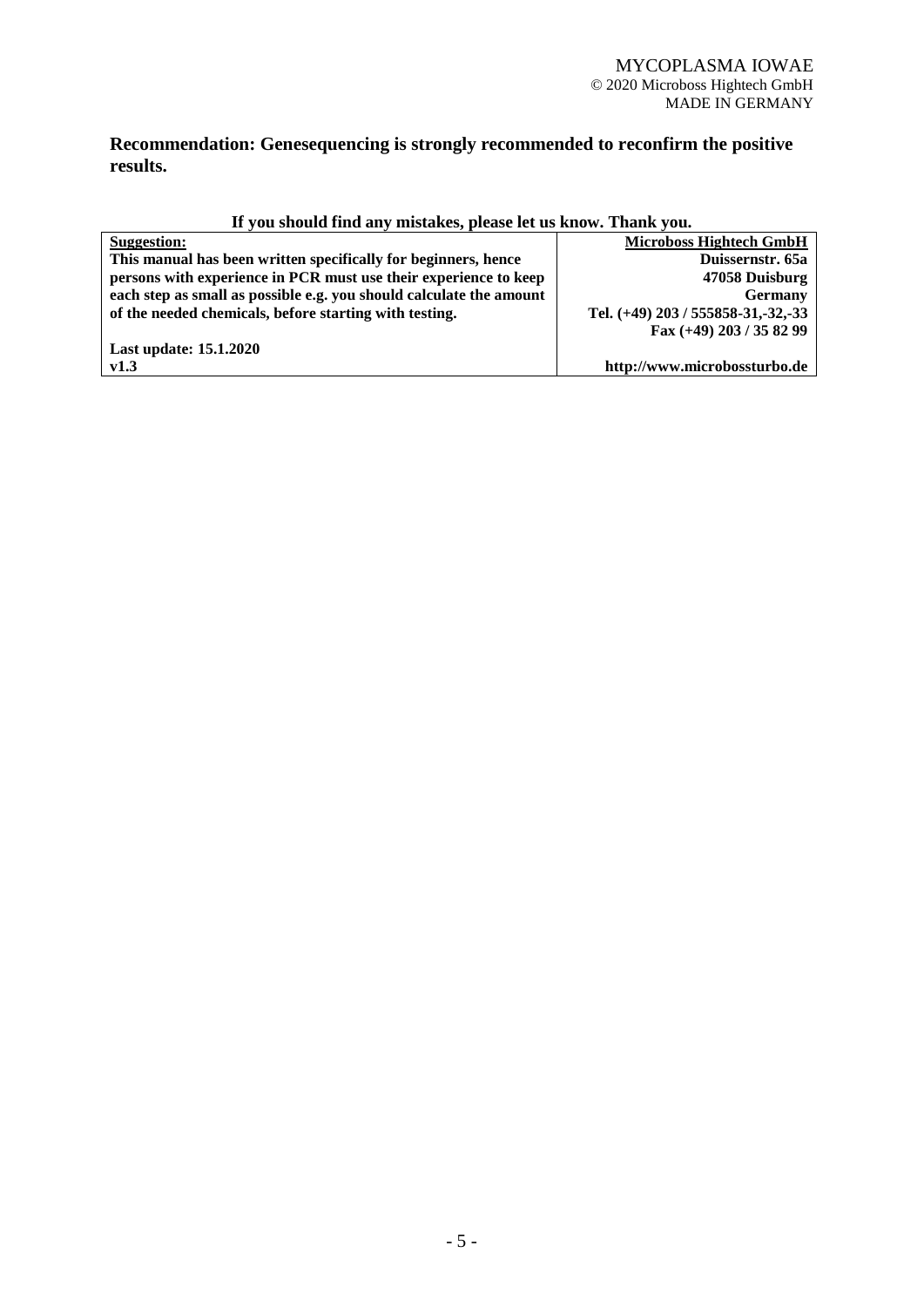**Recommendation: Genesequencing is strongly recommended to reconfirm the positive results.**

**If you should find any mistakes, please let us know. Thank you.**

| | |
|---|---|
| **Suggestion:**<br>**This manual has been written specifically for beginners, hence persons with experience in PCR must use their experience to keep each step as small as possible e.g. you should calculate the amount of the needed chemicals, before starting with testing.**<br><br>**Last update: 15.1.2020**<br>**v1.3** | **Microboss Hightech GmbH**<br>**Duissernstr. 65a**<br>**47058 Duisburg**<br>**Germany**<br>**Tel. (+49) 203 / 555858-31,-32,-33**<br>**Fax (+49) 203 / 35 82 99**<br><br>**http://www.microbossturbo.de** |